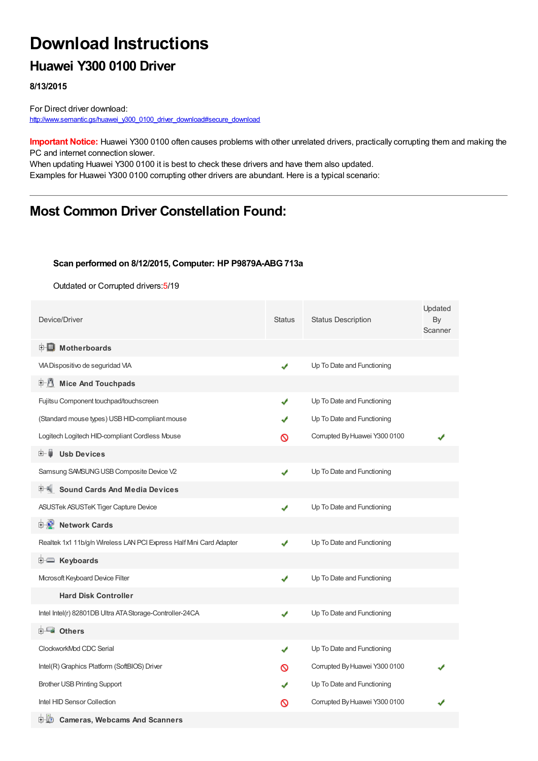# Download Instructions

## Huawei Y300 0100 Driver

**8/13/2015**

For Direct driver download:
http://www.semantic.gs/huawei_y300_0100_driver_download#secure_download

**Important Notice:** Huawei Y300 0100 often causes problems with other unrelated drivers, practically corrupting them and making the PC and internet connection slower.
When updating Huawei Y300 0100 it is best to check these drivers and have them also updated.
Examples for Huawei Y300 0100 corrupting other drivers are abundant. Here is a typical scenario:

---

## Most Common Driver Constellation Found:

**Scan performed on 8/12/2015, Computer: HP P9879A-ABG 713a**

Outdated or Corrupted drivers:5/19

| Device/Driver | Status | Status Description | Updated By Scanner |
|---|---|---|---|
| **Motherboards** | | | |
| VIA Dispositivo de seguridad VIA | ✔ | Up To Date and Functioning | |
| **Mice And Touchpads** | | | |
| Fujitsu Component touchpad/touchscreen | ✔ | Up To Date and Functioning | |
| (Standard mouse types) USB HID-compliant mouse | ✔ | Up To Date and Functioning | |
| Logitech Logitech HID-compliant Cordless Mouse | 🚫 | Corrupted By Huawei Y300 0100 | ✔ |
| **Usb Devices** | | | |
| Samsung SAMSUNG USB Composite Device V2 | ✔ | Up To Date and Functioning | |
| **Sound Cards And Media Devices** | | | |
| ASUSTek ASUSTeK Tiger Capture Device | ✔ | Up To Date and Functioning | |
| **Network Cards** | | | |
| Realtek 1x1 11b/g/n Wireless LAN PCI Express Half Mini Card Adapter | ✔ | Up To Date and Functioning | |
| **Keyboards** | | | |
| Microsoft Keyboard Device Filter | ✔ | Up To Date and Functioning | |
| **Hard Disk Controller** | | | |
| Intel Intel(r) 82801DB Ultra ATA Storage-Controller-24CA | ✔ | Up To Date and Functioning | |
| **Others** | | | |
| ClockworkMod CDC Serial | ✔ | Up To Date and Functioning | |
| Intel(R) Graphics Platform (SoftBIOS) Driver | 🚫 | Corrupted By Huawei Y300 0100 | ✔ |
| Brother USB Printing Support | ✔ | Up To Date and Functioning | |
| Intel HID Sensor Collection | 🚫 | Corrupted By Huawei Y300 0100 | ✔ |
| **Cameras, Webcams And Scanners** | | | |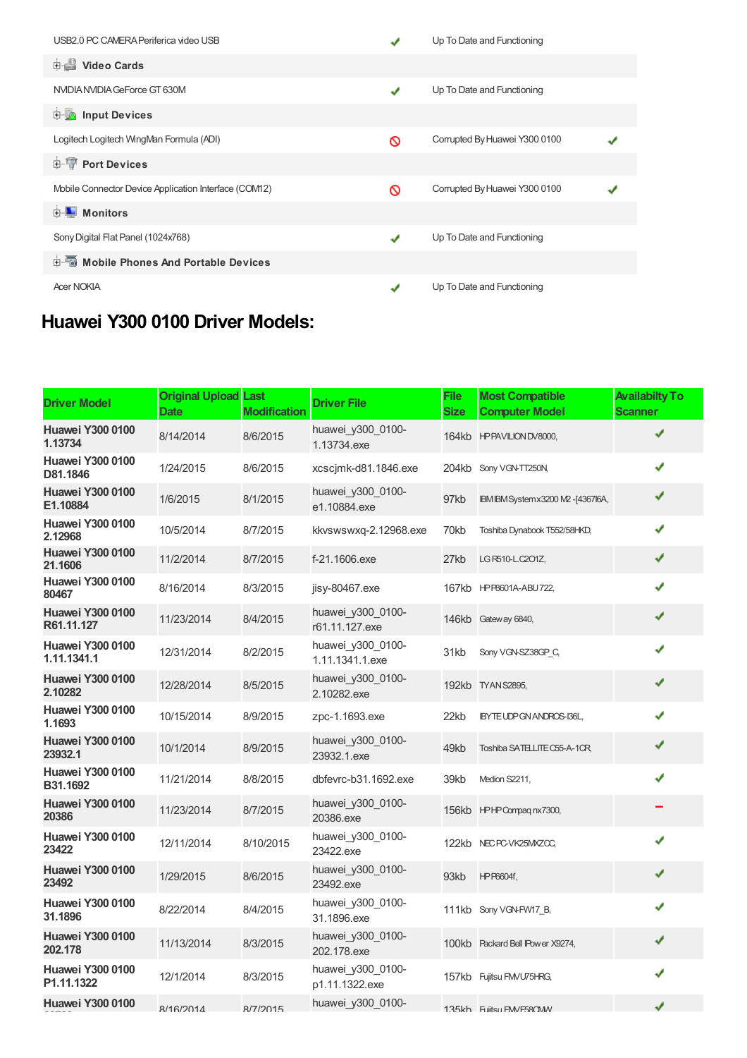| | | | |
|---|---|---|---|
| USB2.0 PC CAMERA Periferica video USB | ✔ | Up To Date and Functioning | |
| **Video Cards** | | | |
| NVIDIA NVIDIA GeForce GT 630M | ✔ | Up To Date and Functioning | |
| **Input Devices** | | | |
| Logitech Logitech WingMan Formula (ADI) | 🚫 | Corrupted By Huawei Y300 0100 | ✔ |
| **Port Devices** | | | |
| Mobile Connector Device Application Interface (COM12) | 🚫 | Corrupted By Huawei Y300 0100 | ✔ |
| **Monitors** | | | |
| Sony Digital Flat Panel (1024x768) | ✔ | Up To Date and Functioning | |
| **Mobile Phones And Portable Devices** | | | |
| Acer NOKIA | ✔ | Up To Date and Functioning | |

## Huawei Y300 0100 Driver Models:

| Driver Model | Original Upload Date | Last Modification | Driver File | File Size | Most Compatible Computer Model | Availabilty To Scanner |
|---|---|---|---|---|---|---|
| **Huawei Y300 0100 1.13734** | 8/14/2014 | 8/6/2015 | huawei_y300_0100-1.13734.exe | 164kb | HP PAVILION DV8000, | ✔ |
| **Huawei Y300 0100 D81.1846** | 1/24/2015 | 8/6/2015 | xcscjmk-d81.1846.exe | 204kb | Sony VGN-TT250N, | ✔ |
| **Huawei Y300 0100 E1.10884** | 1/6/2015 | 8/1/2015 | huawei_y300_0100-e1.10884.exe | 97kb | IBM IBM System x3200 M2 -[436716A, | ✔ |
| **Huawei Y300 0100 2.12968** | 10/5/2014 | 8/7/2015 | kkvswswxq-2.12968.exe | 70kb | Toshiba Dynabook T552/58HKD, | ✔ |
| **Huawei Y300 0100 21.1606** | 11/2/2014 | 8/7/2015 | f-21.1606.exe | 27kb | LG R510-L.C2O1Z, | ✔ |
| **Huawei Y300 0100 80467** | 8/16/2014 | 8/3/2015 | jisy-80467.exe | 167kb | HP P8601A-ABU 722, | ✔ |
| **Huawei Y300 0100 R61.11.127** | 11/23/2014 | 8/4/2015 | huawei_y300_0100-r61.11.127.exe | 146kb | Gateway 6840, | ✔ |
| **Huawei Y300 0100 1.11.1341.1** | 12/31/2014 | 8/2/2015 | huawei_y300_0100-1.11.1341.1.exe | 31kb | Sony VGN-SZ38GP_C, | ✔ |
| **Huawei Y300 0100 2.10282** | 12/28/2014 | 8/5/2015 | huawei_y300_0100-2.10282.exe | 192kb | TYAN S2895, | ✔ |
| **Huawei Y300 0100 1.1693** | 10/15/2014 | 8/9/2015 | zpc-1.1693.exe | 22kb | IBYTE UDP GN ANDROS-I36L, | ✔ |
| **Huawei Y300 0100 23932.1** | 10/1/2014 | 8/9/2015 | huawei_y300_0100-23932.1.exe | 49kb | Toshiba SATELLITE C55-A-1CR, | ✔ |
| **Huawei Y300 0100 B31.1692** | 11/21/2014 | 8/8/2015 | dbfevrc-b31.1692.exe | 39kb | Medion S2211, | ✔ |
| **Huawei Y300 0100 20386** | 11/23/2014 | 8/7/2015 | huawei_y300_0100-20386.exe | 156kb | HP HP Compaq nx7300, | − |
| **Huawei Y300 0100 23422** | 12/11/2014 | 8/10/2015 | huawei_y300_0100-23422.exe | 122kb | NEC PC-VK25MXZCC, | ✔ |
| **Huawei Y300 0100 23492** | 1/29/2015 | 8/6/2015 | huawei_y300_0100-23492.exe | 93kb | HP P6604f, | ✔ |
| **Huawei Y300 0100 31.1896** | 8/22/2014 | 8/4/2015 | huawei_y300_0100-31.1896.exe | 111kb | Sony VGN-FW17_B, | ✔ |
| **Huawei Y300 0100 202.178** | 11/13/2014 | 8/3/2015 | huawei_y300_0100-202.178.exe | 100kb | Packard Bell IPower X9274, | ✔ |
| **Huawei Y300 0100 P1.11.1322** | 12/1/2014 | 8/3/2015 | huawei_y300_0100-p1.11.1322.exe | 157kb | Fujitsu FMVU75HRG, | ✔ |
| **Huawei Y300 0100** | 8/16/2014 | 8/7/2015 | huawei_y300_0100- | 135kb | Fujitsu FMVF58CWW | ✔ |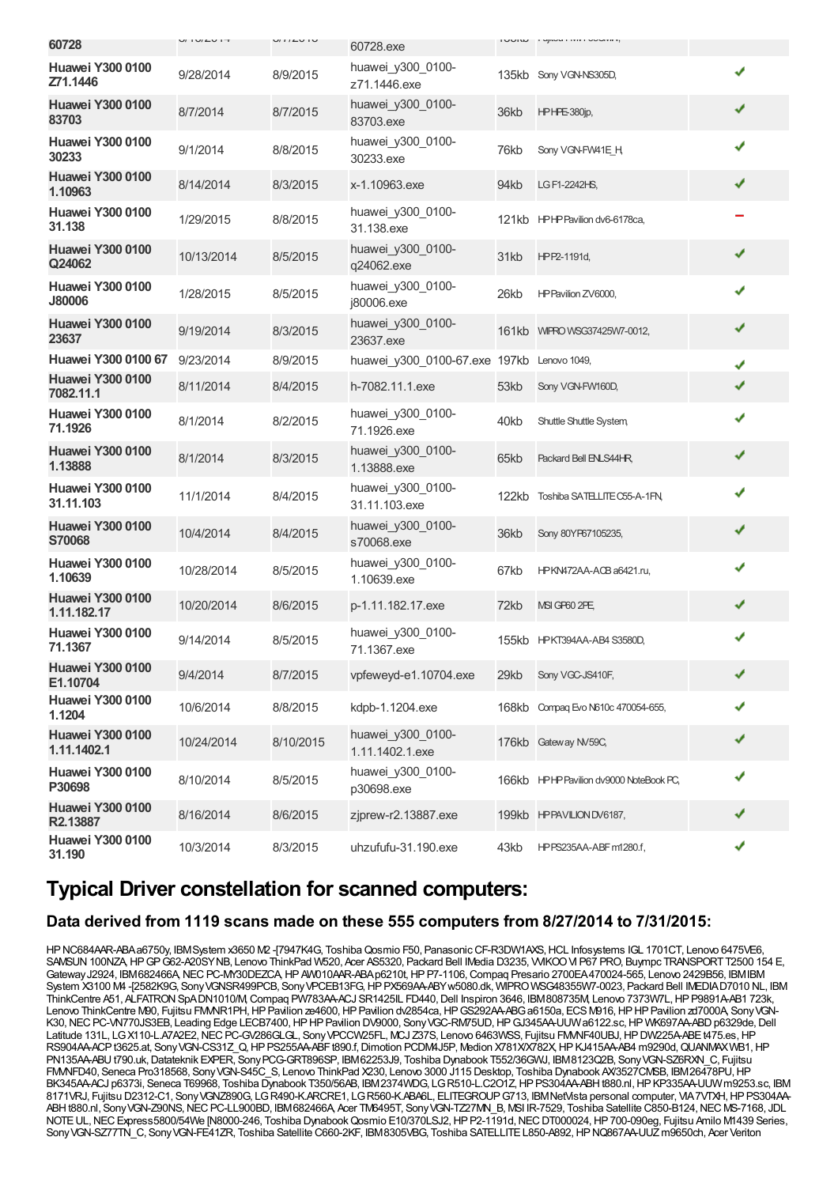| | | | | | | |
|---|---|---|---|---|---|---|
| 60728 | | | 60728.exe | | | |
| **Huawei Y300 0100 Z71.1446** | 9/28/2014 | 8/9/2015 | huawei_y300_0100-z71.1446.exe | 135kb | Sony VGN-NS305D, | ✔ |
| **Huawei Y300 0100 83703** | 8/7/2014 | 8/7/2015 | huawei_y300_0100-83703.exe | 36kb | HP HPE-380jp, | ✔ |
| **Huawei Y300 0100 30233** | 9/1/2014 | 8/8/2015 | huawei_y300_0100-30233.exe | 76kb | Sony VGN-FW41E_H, | ✔ |
| **Huawei Y300 0100 1.10963** | 8/14/2014 | 8/3/2015 | x-1.10963.exe | 94kb | LG F1-2242HS, | ✔ |
| **Huawei Y300 0100 31.138** | 1/29/2015 | 8/8/2015 | huawei_y300_0100-31.138.exe | 121kb | HP HP Pavilion dv6-6178ca, | ‒ |
| **Huawei Y300 0100 Q24062** | 10/13/2014 | 8/5/2015 | huawei_y300_0100-q24062.exe | 31kb | HP P2-1191d, | ✔ |
| **Huawei Y300 0100 J80006** | 1/28/2015 | 8/5/2015 | huawei_y300_0100-j80006.exe | 26kb | HP Pavilion ZV6000, | ✔ |
| **Huawei Y300 0100 23637** | 9/19/2014 | 8/3/2015 | huawei_y300_0100-23637.exe | 161kb | WIPRO WSG37425W7-0012, | ✔ |
| **Huawei Y300 0100 67** | 9/23/2014 | 8/9/2015 | huawei_y300_0100-67.exe | 197kb | Lenovo 1049, | ✔ |
| **Huawei Y300 0100 7082.11.1** | 8/11/2014 | 8/4/2015 | h-7082.11.1.exe | 53kb | Sony VGN-FW160D, | ✔ |
| **Huawei Y300 0100 71.1926** | 8/1/2014 | 8/2/2015 | huawei_y300_0100-71.1926.exe | 40kb | Shuttle Shuttle System, | ✔ |
| **Huawei Y300 0100 1.13888** | 8/1/2014 | 8/3/2015 | huawei_y300_0100-1.13888.exe | 65kb | Packard Bell ENLS44HR, | ✔ |
| **Huawei Y300 0100 31.11.103** | 11/1/2014 | 8/4/2015 | huawei_y300_0100-31.11.103.exe | 122kb | Toshiba SATELLITE C55-A-1FN, | ✔ |
| **Huawei Y300 0100 S70068** | 10/4/2014 | 8/4/2015 | huawei_y300_0100-s70068.exe | 36kb | Sony 80YF67105235, | ✔ |
| **Huawei Y300 0100 1.10639** | 10/28/2014 | 8/5/2015 | huawei_y300_0100-1.10639.exe | 67kb | HP KN472AA-ACB a6421.ru, | ✔ |
| **Huawei Y300 0100 1.11.182.17** | 10/20/2014 | 8/6/2015 | p-1.11.182.17.exe | 72kb | MSI GP60 2PE, | ✔ |
| **Huawei Y300 0100 71.1367** | 9/14/2014 | 8/5/2015 | huawei_y300_0100-71.1367.exe | 155kb | HP KT394AA-AB4 S3580D, | ✔ |
| **Huawei Y300 0100 E1.10704** | 9/4/2014 | 8/7/2015 | vpfeweyd-e1.10704.exe | 29kb | Sony VGC-JS410F, | ✔ |
| **Huawei Y300 0100 1.1204** | 10/6/2014 | 8/8/2015 | kdpb-1.1204.exe | 168kb | Compaq Evo N610c 470054-655, | ✔ |
| **Huawei Y300 0100 1.11.1402.1** | 10/24/2014 | 8/10/2015 | huawei_y300_0100-1.11.1402.1.exe | 176kb | Gateway NV59C, | ✔ |
| **Huawei Y300 0100 P30698** | 8/10/2014 | 8/5/2015 | huawei_y300_0100-p30698.exe | 166kb | HP HP Pavilion dv9000 NoteBook PC, | ✔ |
| **Huawei Y300 0100 R2.13887** | 8/16/2014 | 8/6/2015 | zjprew-r2.13887.exe | 199kb | HP PAVILION DV6187, | ✔ |
| **Huawei Y300 0100 31.190** | 10/3/2014 | 8/3/2015 | uhzufufu-31.190.exe | 43kb | HP PS235AA-ABF m1280.f, | ✔ |

# Typical Driver constellation for scanned computers:

## Data derived from 1119 scans made on these 555 computers from 8/27/2014 to 7/31/2015:

HP NC684AAR-ABA a6750y, IBM System x3650 M2 -[7947K4G, Toshiba Qosmio F50, Panasonic CF-R3DW1AXS, HCL Infosystems IGL 1701CT, Lenovo 6475VE6, SAMSUN 100NZA, HP GP G62-A20SY NB, Lenovo ThinkPad W520, Acer AS5320, Packard Bell IMedia D3235, VVIKOO VI P67 PRO, Buympc TRANSPORT T2500 154 E, Gateway J2924, IBM 682466A, NEC PC-MY30DEZCA, HP AW010AAR-ABA p6210t, HP P7-1106, Compaq Presario 2700EA 470024-565, Lenovo 2429B56, IBM IBM System X3100 M4 -[2582K9G, Sony VGNSR499PCB, Sony VPCEB13FG, HP PX569AA-ABY w5080.dk, WIPRO WSG48355W7-0023, Packard Bell IMEDIA D7010 NL, IBM ThinkCentre A51, ALFATRON SpA DN1010/M, Compaq PW783AA-ACJ SR1425IL FD440, Dell Inspiron 3646, IBM 808735M, Lenovo 7373W7L, HP P9891A-AB1 723k, Lenovo ThinkCentre M90, Fujitsu FMVNR1PH, HP Pavilion ze4600, HP Pavilion dv2854ca, HP GS292AA-ABG a6150a, ECS M916, HP HP Pavilion zd7000A, Sony VGN-K30, NEC PC-VN770JS3EB, Leading Edge LECB7400, HP HP Pavilion DV9000, Sony VGC-RM75UD, HP GJ345AA-UUW a6122.sc, HP WK697AA-ABD p6329de, Dell Latitude 131L, LG X110-L.A7A2E2, NEC PC-GV286GLGL, Sony VPCCW25FL, MCJ Z37S, Lenovo 6463WSS, Fujitsu FMVNF40UBJ, HP DW225A-ABE t475.es, HP RS904AA-ACP t3625.at, Sony VGN-CS31Z_Q, HP PS255AA-ABF t890.f, Dimotion PCDM4J5P, Medion X781X/X782X, HP KJ415AA-AB4 m9290d, QUANMAX WB1, HP PN135AA-ABU t790.uk, Datateknik EXPER, Sony PCG-GRT896SP, IBM 62253J9, Toshiba Dynabook T552/36GWJ, IBM 8123Q2B, Sony VGN-SZ6RXN_C, Fujitsu FMVNFD40, Seneca Pro318568, Sony VGN-S45C_S, Lenovo ThinkPad X230, Lenovo 3000 J115 Desktop, Toshiba Dynabook AX/3527CMSB, IBM 26478PU, HP BK345AA-ACJ p6373i, Seneca T69968, Toshiba Dynabook T350/56AB, IBM 2374WDG, LG R510-L.C2O1Z, HP PS304AA-ABH t880.nl, HP KP335AA-UUW m9253.sc, IBM 8171VRJ, Fujitsu D2312-C1, Sony VGNZ890G, LG R490-K.ARCRE1, LG R560-K.ABA6L, ELITEGROUP G713, IBM NetVista personal computer, VIA 7VTXH, HP PS304AA-ABH t880.nl, Sony VGN-Z90NS, NEC PC-LL900BD, IBM 682466A, Acer TM6495T, Sony VGN-TZ27MN_B, MSI IR-7529, Toshiba Satellite C850-B124, NEC MS-7168, JDL NOTE UL, NEC Express5800/54We [N8000-246, Toshiba Dynabook Qosmio E10/370LSJ2, HP P2-1191d, NEC DT000024, HP 700-090eg, Fujitsu Amilo M1439 Series, Sony VGN-SZ77TN_C, Sony VGN-FE41ZR, Toshiba Satellite C660-2KF, IBM 8305VBG, Toshiba SATELLITE L850-A892, HP NQ867AA-UUZ m9650ch, Acer Veriton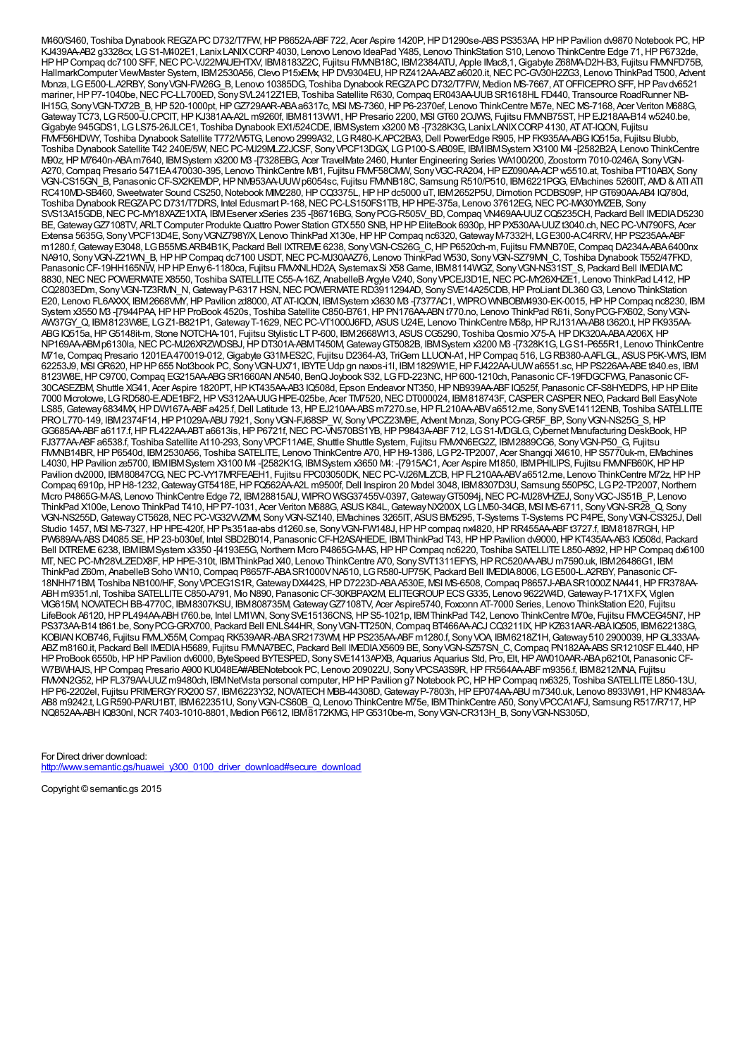M460/S460, Toshiba Dynabook REGZA PC D732/T7FW, HP P8652A-ABF 722, Acer Aspire 1420P, HP D1290se-ABS PS353AA, HP HP Pavilion dv9870 Notebook PC, HP KJ439AA-AB2 g3328cx, LG S1-M402E1, Lanix LANIX CORP 4030, Lenovo Lenovo IdeaPad Y485, Lenovo ThinkStation S10, Lenovo ThinkCentre Edge 71, HP P6732de, HP HP Compaq dc7100 SFF, NEC PC-VJ22MAUEHTXV, IBM 8183Z2C, Fujitsu FMVNB18C, IBM 2384ATU, Apple IMac8,1, Gigabyte Z68MA-D2H-B3, Fujitsu FMVNFD75B, HallmarkComputer ViewMaster System, IBM 2530A56, Clevo P15xEMx, HP DV9304EU, HP RZ412AA-ABZ a6020.it, NEC PC-GV30H2ZG3, Lenovo ThinkPad T500, Advent Monza, LG E500-L.A2RBY, Sony VGN-FW26G_B, Lenovo 10385DG, Toshiba Dynabook REGZA PC D732/T7FW, Medion MS-7667, AT OFFICEPRO SFF, HP Pav dv6521 mariner, HP P7-1040be, NEC PC-LL700ED, Sony SVL2412Z1EB, Toshiba Satellite R630, Compaq ER043AA-UUB SR1618HL FD440, Transource RoadRunner NB-IH15G, Sony VGN-TX72B_B, HP 520-1000pt, HP GZ729AAR-ABA a6317c, MSI MS-7360, HP P6-2370ef, Lenovo ThinkCentre M57e, NEC MS-7168, Acer Veriton M688G, Gateway TC73, LG R500-U.CPCIT, HP KJ381AA-A2L m9260f, IBM 8113VW1, HP Presario 2200, MSI GT60 2OJWS, Fujitsu FMVNB75ST, HP EJ218AA-B14 w5240.be, Gigabyte 945GDS1, LG LS75-26JLCE1, Toshiba Dynabook EX1/524CDE, IBM System x3200 M3 -[7328K3G, Lanix LANIX CORP 4130, AT AT-IQON, Fujitsu FMVF56HDWY, Toshiba Dynabook Satellite T772/W5TG, Lenovo 2999A32, LG R480-K.APC2BA3, Dell PowerEdge R905, HP FK935AA-ABG IQ515a, Fujitsu Blubb, Toshiba Dynabook Satellite T42 240E/5W, NEC PC-MJ29MLZ2JCSF, Sony VPCF13DGX, LG P100-S.AB09E, IBM IBM System X3100 M4 -[2582B2A, Lenovo ThinkCentre M90z, HP M7640n-ABA m7640, IBM System x3200 M3 -[7328EBG, Acer TravelMate 2460, Hunter Engineering Series WA100/200, Zoostorm 7010-0246A, Sony VGN-A270, Compaq Presario 5471EA 470030-395, Lenovo ThinkCentre M81, Fujitsu FMVF58CMW, Sony VGC-RA204, HP EZ090AA-ACP w5510.at, Toshiba PT10ABX, Sony VGN-CS15GN_B, Panasonic CF-SX2KEMDP, HP NM953AA-UUW p6054sc, Fujitsu FMVNB18C, Samsung R510/P510, IBM 6221PGG, EMachines 5260IT, AMD & ATI ATI RC410MD-SB460, Sweetwater Sound CS250, Notebook MIM2280, HP CQ3375L, HP HP dc5000 uT, IBM 2652P5U, Dimotion PCDBS09P, HP GT690AA-AB4 IQ780d, Toshiba Dynabook REGZA PC D731/T7DRS, Intel Edusmart P-168, NEC PC-LS150FS1TB, HP HPE-375a, Lenovo 37612EG, NEC PC-MA30YMZEB, Sony SVS13A15GDB, NEC PC-MY18XAZE1XTA, IBM Eserver xSeries 235 -[86716BG, Sony PCG-R505V_BD, Compaq VN469AA-UUZ CQ5235CH, Packard Bell IMEDIA D5230 BE, Gateway GZ7108TV, ARLT Computer Produkte Quattro Power Station GTX 550 SNB, HP HP EliteBook 6930p, HP PX530AA-UUZ t3040.ch, NEC PC-VN790FS, Acer Extensa 5635G, Sony VPCF13D4E, Sony VGNZ798Y/X, Lenovo ThinkPad X130e, HP HP Compaq nc6320, Gateway M-7332H, LG E300-A.C4RRV, HP PS235AA-ABF m1280.f, Gateway E3048, LG B55MS.ARB4B1K, Packard Bell IXTREME 6238, Sony VGN-CS26G_C, HP P6520ch-m, Fujitsu FMVNB70E, Compaq DA234A-ABA 6400nx NA910, Sony VGN-Z21WN_B, HP HP Compaq dc7100 USDT, NEC PC-MJ30AAZ76, Lenovo ThinkPad W530, Sony VGN-SZ79MN_C, Toshiba Dynabook T552/47FKD, Panasonic CF-19HH165NW, HP HP Envy 6-1180ca, Fujitsu FMVXNLHD2A, Systemax Si X58 Game, IBM 8114WGZ, Sony VGN-NS31ST_S, Packard Bell IMEDIA MC 8830, NEC NEC POWERMATE X8550, Toshiba SATELLITE C55-A-16Z, AnabelleB Argyle V240, Sony VPCEJ3D1E, NEC PC-MY26XHZE1, Lenovo ThinkPad L412, HP CQ2803EDm, Sony VGN-TZ3RMN_N, Gateway P-6317 HSN, NEC POWERMATE RD3911294AD, Sony SVE14A25CDB, HP ProLiant DL360 G3, Lenovo ThinkStation E20, Lenovo FL6AXXX, IBM 2668VMY, HP Pavilion zd8000, AT AT-IQON, IBM System x3630 M3 -[7377AC1, WIPRO WNBOBM4930-EK-0015, HP HP Compaq nc8230, IBM System x3550 M3 -[7944PAA, HP HP ProBook 4520s, Toshiba Satellite C850-B761, HP PN176AA-ABN t770.no, Lenovo ThinkPad R61i, Sony PCG-FX602, Sony VGN-AW37GY_Q, IBM 8123W8E, LG Z1-B821P1, Gateway T-1629, NEC PC-VT1000J6FD, ASUS U24E, Lenovo ThinkCentre M58p, HP RJ131AA-AB8 t3620.t, HP FK935AA-ABG IQ515a, HP G5148it-m, Stone NOTCHA-101, Fujitsu Stylistic LT P-600, IBM 2668W13, ASUS CG5290, Toshiba Qosmio X75-A, HP DK320A-ABA A206X, HP NP169AA-ABM p6130la, NEC PC-MJ26XRZWDSBJ, HP DT301A-ABM T450M, Gateway GT5082B, IBM System x3200 M3 -[7328K1G, LG S1-P655R1, Lenovo ThinkCentre M71e, Compaq Presario 1201EA 470019-012, Gigabyte G31M-ES2C, Fujitsu D2364-A3, TriGem LLUON-A1, HP Compaq 516, LG RB380-A.AFLGL, ASUS P5K-VM/S, IBM 62253J9, MSI GR620, HP HP 655 Not3book PC, Sony VGN-UX71, IBYTE Udp gn naxos-i1l, IBM 1829W1E, HP FJ422AA-UUW a6551.sc, HP PS226AA-ABE t840.es, IBM 8123W8E, HP C9700, Compaq EG215AA-ABG SR1660AN AN540, BenQ Joybook S32, LG FD-223NC, HP 600-1210ch, Panasonic CF-19FDGCFWG, Panasonic CF-30CASEZBM, Shuttle XG41, Acer Aspire 1820PT, HP KT435AA-AB3 IQ508d, Epson Endeavor NT350, HP NB939AA-ABF IQ525f, Panasonic CF-S8HYEDPS, HP HP Elite 7000 Microtowe, LG RD580-E.ADE1BF2, HP VS312AA-UUG HPE-025be, Acer TM7520, NEC DT000024, IBM 818743F, CASPER CASPER NEO, Packard Bell EasyNote LS85, Gateway 6834MX, HP DW167A-ABF a425.f, Dell Latitude 13, HP EJ210AA-ABS m7270.se, HP FL210AA-ABV a6512.me, Sony SVE14112ENB, Toshiba SATELLITE PRO L770-149, IBM 2374F14, HP P1029A-ABU 7921, Sony VGN-FJ68SP_W, Sony VPCZ23M9E, Advent Monza, Sony PCG-GR5F_BP, Sony VGN-NS25G_S, HP GG685AA-ABF a6117.f, HP FL422AA-ABT a6613is, HP P6721f, NEC PC-VN570BS1YB, HP P9843A-ABF 712, LG S1-MDGLG, Cybernet Manufacturing DeskBook, HP FJ377AA-ABF a6538.f, Toshiba Satellite A110-293, Sony VPCF11A4E, Shuttle Shuttle System, Fujitsu FMVXN6EG2Z, IBM 2889CG6, Sony VGN-P50_G, Fujitsu FMVNB14BR, HP P6540d, IBM 2530A56, Toshiba SATELITE, Lenovo ThinkCentre A70, HP H9-1386, LG P2-TP2007, Acer Shangqi X4610, HP S5770uk-m, EMachines L4030, HP Pavilion ze5700, IBM IBM System X3100 M4 -[2582K1G, IBM System x3650 M4: -[7915AC1, Acer Aspire M1850, IBM PHILIPS, Fujitsu FMVNFB60K, HP HP Pavilion dv2000, IBM 80847CG, NEC PC-VY17MRFEAEH1, Fujitsu FPC03050DK, NEC PC-VJ26MLZCB, HP FL210AA-ABV a6512.me, Lenovo ThinkCentre M72z, HP HP Compaq 6910p, HP H8-1232, Gateway GT5418E, HP FQ562AA-A2L m9500f, Dell Inspiron 20 Model 3048, IBM 8307D3U, Samsung 550P5C, LG P2-TP2007, Northern Micro P4865G-M-AS, Lenovo ThinkCentre Edge 72, IBM 28815AU, WIPRO WSG37455V-0397, Gateway GT5094j, NEC PC-MJ28VHZEJ, Sony VGC-JS51B_P, Lenovo ThinkPad X100e, Lenovo ThinkPad T410, HP P7-1031, Acer Veriton M688G, ASUS K84L, Gateway NX200X, LG LM50-34GB, MSI MS-6711, Sony VGN-SR28_Q, Sony VGN-NS255D, Gateway CT5628, NEC PC-VG32VVZMM, Sony VGN-SZ140, EMachines 3265IT, ASUS BM5295, T-Systems T-Systems PC P4PE, Sony VGN-CS325J, Dell Studio 1457, MSI MS-7327, HP HPE-420f, HP Ps351aa-abs d1260.se, Sony VGN-FW148J, HP HP compaq nx4820, HP RR455AA-ABF t3727.f, IBM 8187RGH, HP PW689AA-ABS D4085.SE, HP 23-b030ef, Intel SBD2B014, Panasonic CF-H2ASAHEDE, IBM ThinkPad T43, HP HP Pavilion dv9000, HP KT435AA-AB3 IQ508d, Packard Bell IXTREME 6238, IBM IBM System x3350 -[4193E5G, Northern Micro P4865G-M-AS, HP HP Compaq nc6220, Toshiba SATELLITE L850-A892, HP HP Compaq dx6100 MT, NEC PC-MY28VLZEDX8F, HP HPE-310t, IBM ThinkPad X40, Lenovo ThinkCentre A70, Sony SVT1311EFYS, HP RC520AA-ABU m7590.uk, IBM 26486G1, IBM ThinkPad Z60m, AnabelleB Soho WN10, Compaq P8657F-ABA SR1000V NA510, LG R580-UP75K, Packard Bell IMEDIA 8006, LG E500-L.A2RBY, Panasonic CF-18NHH71BM, Toshiba NB100/HF, Sony VPCEG1S1R, Gateway DX442S, HP D7223D-ABA A530E, MSI MS-6508, Compaq P8657J-ABA SR1000Z NA441, HP FR378AA-ABH m9351.nl, Toshiba SATELLITE C850-A791, Mio N890, Panasonic CF-30KBPAX2M, ELITEGROUP ECS G335, Lenovo 9622W4D, Gateway P-171X FX, Viglen VIG615M, NOVATECH BB-4770C, IBM 8307KSU, IBM 808735M, Gateway GZ7108TV, Acer Aspire5740, Foxconn AT-7000 Series, Lenovo ThinkStation E20, Fujitsu LifeBook A6120, HP PL494AA-ABH t760.be, Intel LM1WN, Sony SVE15136CNS, HP S5-1021p, IBM ThinkPad T42, Lenovo ThinkCentre M70e, Fujitsu FMVCEG45N7, HP PS373AA-B14 t861.be, Sony PCG-GRX700, Packard Bell ENLS44HR, Sony VGN-TT250N, Compaq BT466AA-ACJ CQ3211IX, HP KZ631AAR-ABA IQ505, IBM 622138G, KOBIAN KOB746, Fujitsu FMVLX55M, Compaq RK539AAR-ABA SR2173WM, HP PS235AA-ABF m1280.f, Sony VOA, IBM 6218Z1H, Gateway 510 2900039, HP GL333AA-ABZ m8160.it, Packard Bell IMEDIA H5689, Fujitsu FMVNA7BEC, Packard Bell IMEDIA X5609 BE, Sony VGN-SZ57SN_C, Compaq PN182AA-ABS SR1210SF EL440, HP HP ProBook 6550b, HP HP Pavilion dv6000, ByteSpeed BYTESPED, Sony SVE1413APXB, Aquarius Aquarius Std, Pro, Elt, HP AW010AAR-ABA p6210t, Panasonic CF-W7BWHAJS, HP Compaq Presario A900 KU048EA#ABENotebook PC, Lenovo 209022U, Sony VPCSA3S9R, HP FR564AA-ABF m9356.f, IBM 8212MNA, Fujitsu FMVXN2G52, HP FL379AA-UUZ m9480ch, IBM NetVista personal computer, HP HP Pavilion g7 Notebook PC, HP HP Compaq nx6325, Toshiba SATELLITE L850-13U, HP P6-2202el, Fujitsu PRIMERGY RX200 S7, IBM 6223Y32, NOVATECH MBB-44308D, Gateway P-7803h, HP EP074AA-ABU m7340.uk, Lenovo 8933W91, HP KN483AA-AB8 m9242.t, LG R590-PARU1BT, IBM 622351U, Sony VGN-CS60B_Q, Lenovo ThinkCentre M75e, IBM ThinkCentre A50, Sony VPCCA1AFJ, Samsung R517/R717, HP NQ852AA-ABH IQ830nl, NCR 7403-1010-8801, Medion P6612, IBM 8172KMG, HP G5310be-m, Sony VGN-CR313H_B, Sony VGN-NS305D,

For Direct driver download:
[http://www.semantic.gs/huawei_y300_0100_driver_download#secure_download](http://www.semantic.gs/huawei_y300_0100_driver_download#secure_download)

Copyright © semantic.gs 2015